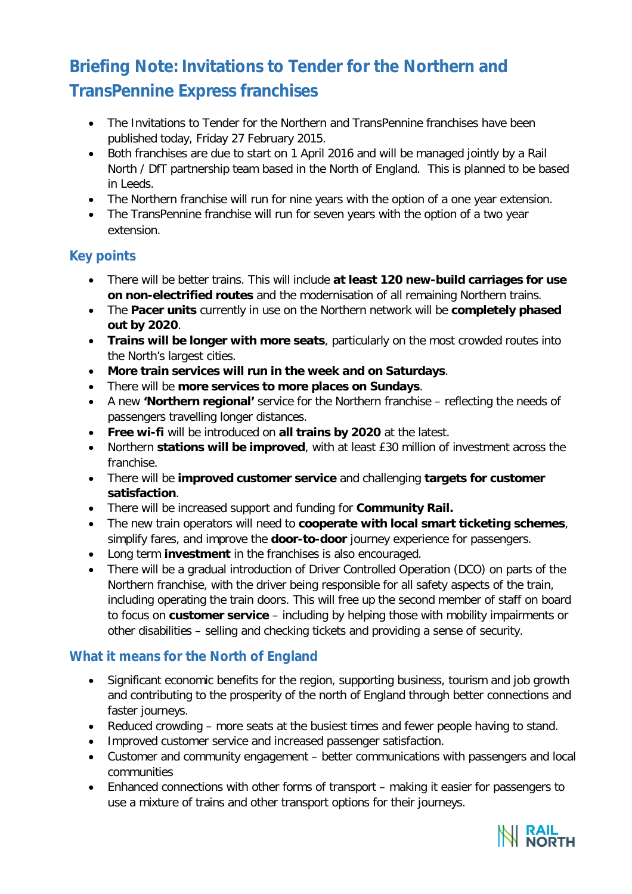# Briefing Note: Invitations to Tender for the Northern and TransPennine Express franchises

- The Invitations to Tender for the Northern and TransPennine franchises have been published today, Friday 27 February 2015.
- Both franchises are due to start on 1 April 2016 and will be managed jointly by a Rail North / DfT partnership team based in the North of England. This is planned to be based in Leeds.
- The Northern franchise will run for nine years with the option of a one year extension.
- The TransPennine franchise will run for seven years with the option of a two year extension.

## Key points

- There will be better trains. This will include **at least 120 new-build carriages for use on non-electrified routes** and the modernisation of all remaining Northern trains.
- The **Pacer units** currently in use on the Northern network will be **completely phased out by 2020**.
- **Trains will be longer with more seats**, particularly on the most crowded routes into the North's largest cities.
- **More train services will run in the week and on Saturdays**.
- There will be **more services to more places on Sundays**.
- A new **'Northern regional'** service for the Northern franchise – reflecting the needs of passengers travelling longer distances.
- **Free wi-fi** will be introduced on **all trains by 2020** at the latest.
- Northern **stations will be improved**, with at least £30 million of investment across the franchise.
- There will be **improved customer service** and challenging **targets for customer satisfaction**.
- There will be increased support and funding for **Community Rail.**
- The new train operators will need to **cooperate with local smart ticketing schemes**, simplify fares, and improve the **door-to-door** journey experience for passengers.
- Long term **investment** in the franchises is also encouraged.
- There will be a gradual introduction of Driver Controlled Operation (DCO) on parts of the Northern franchise, with the driver being responsible for all safety aspects of the train, including operating the train doors. This will free up the second member of staff on board to focus on **customer service** – including by helping those with mobility impairments or other disabilities – selling and checking tickets and providing a sense of security.

## What it means for the North of England

- Significant economic benefits for the region, supporting business, tourism and job growth and contributing to the prosperity of the north of England through better connections and faster journeys.
- Reduced crowding – more seats at the busiest times and fewer people having to stand.
- Improved customer service and increased passenger satisfaction.
- Customer and community engagement – better communications with passengers and local communities
- Enhanced connections with other forms of transport – making it easier for passengers to use a mixture of trains and other transport options for their journeys.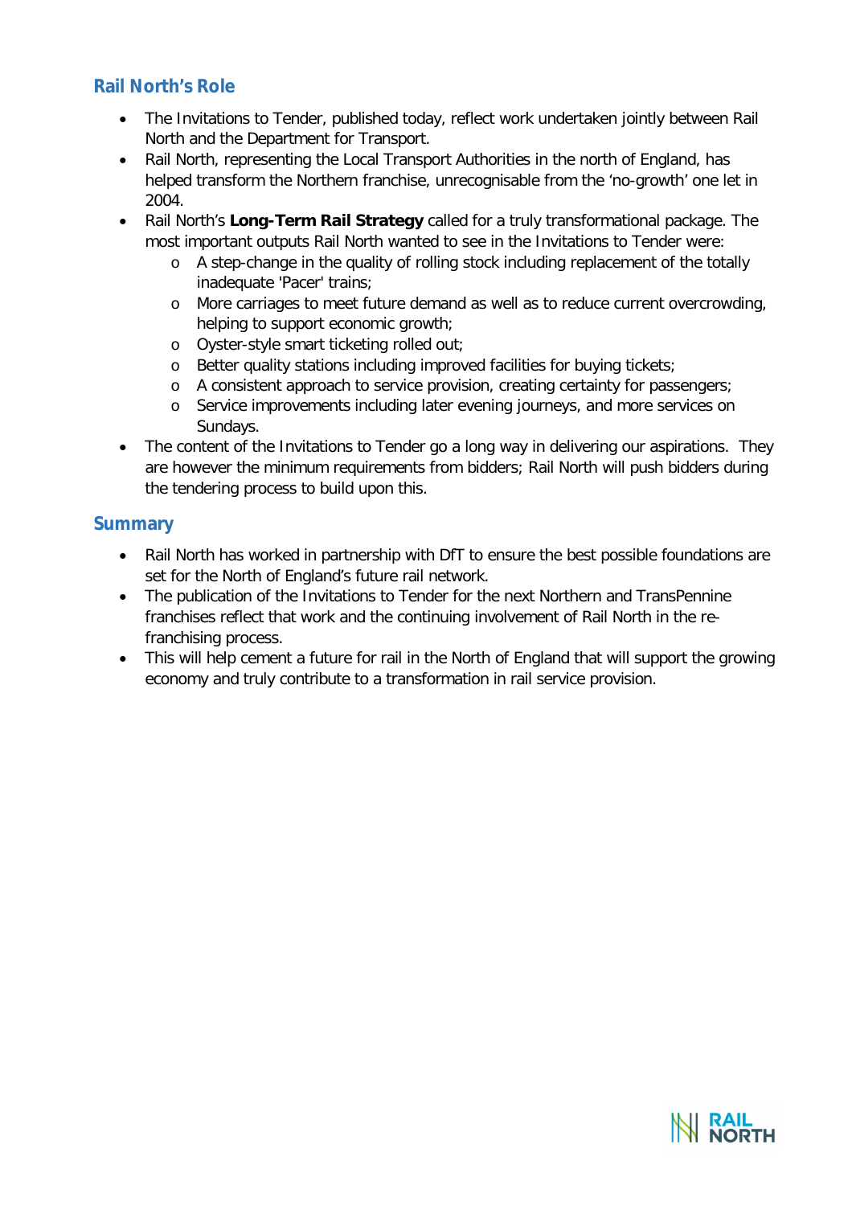## Rail North's Role

- The Invitations to Tender, published today, reflect work undertaken jointly between Rail North and the Department for Transport.
- Rail North, representing the Local Transport Authorities in the north of England, has helped transform the Northern franchise, unrecognisable from the 'no-growth' one let in 2004.
- Rail North's **Long-Term Rail Strategy** called for a truly transformational package. The most important outputs Rail North wanted to see in the Invitations to Tender were:
  - A step-change in the quality of rolling stock including replacement of the totally inadequate 'Pacer' trains;
  - More carriages to meet future demand as well as to reduce current overcrowding, helping to support economic growth;
  - Oyster-style smart ticketing rolled out;
  - Better quality stations including improved facilities for buying tickets;
  - A consistent approach to service provision, creating certainty for passengers;
  - Service improvements including later evening journeys, and more services on Sundays.
- The content of the Invitations to Tender go a long way in delivering our aspirations. They are however the minimum requirements from bidders; Rail North will push bidders during the tendering process to build upon this.

## Summary

- Rail North has worked in partnership with DfT to ensure the best possible foundations are set for the North of England's future rail network.
- The publication of the Invitations to Tender for the next Northern and TransPennine franchises reflect that work and the continuing involvement of Rail North in the re-franchising process.
- This will help cement a future for rail in the North of England that will support the growing economy and truly contribute to a transformation in rail service provision.